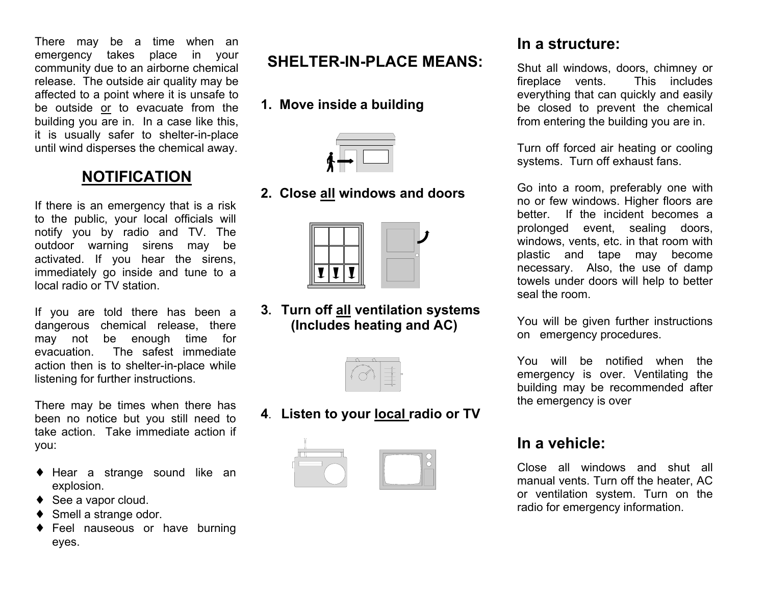There may be a time when an emergency takes place in your community due to an airborne chemical release. The outside air quality may be affected to a point where it is unsafe to be outside or to evacuate from the building you are in. In a case like this, it is usually safer to shelter-in-place until wind disperses the chemical away.

## NOTIFICATION

If there is an emergency that is a risk to the public, your local officials will notify you by radio and TV. The outdoor warning sirens may be activated. If you hear the sirens, immediately go inside and tune to a local radio or TV station.

If you are told there has been a dangerous chemical release, there may not be enough time for evacuation. The safest immediate action then is to shelter-in-place while listening for further instructions.

There may be times when there has been no notice but you still need to take action. Take immediate action if you:

- Hear a strange sound like an explosion.
- See a vapor cloud.
- Smell a strange odor.
- Feel nauseous or have burning eyes.

## SHELTER-IN-PLACE MEANS:

**1. Move inside a building**

**2. Close all windows and doors**

**3. Turn off all ventilation systems (Includes heating and AC)**

**4. Listen to your local radio or TV**

## In a structure:

Shut all windows, doors, chimney or fireplace vents. This includes everything that can quickly and easily be closed to prevent the chemical from entering the building you are in.

Turn off forced air heating or cooling systems. Turn off exhaust fans.

Go into a room, preferably one with no or few windows. Higher floors are better. If the incident becomes a prolonged event, sealing doors, windows, vents, etc. in that room with plastic and tape may become necessary. Also, the use of damp towels under doors will help to better seal the room.

You will be given further instructions on emergency procedures.

You will be notified when the emergency is over. Ventilating the building may be recommended after the emergency is over

## In a vehicle:

Close all windows and shut all manual vents. Turn off the heater, AC or ventilation system. Turn on the radio for emergency information.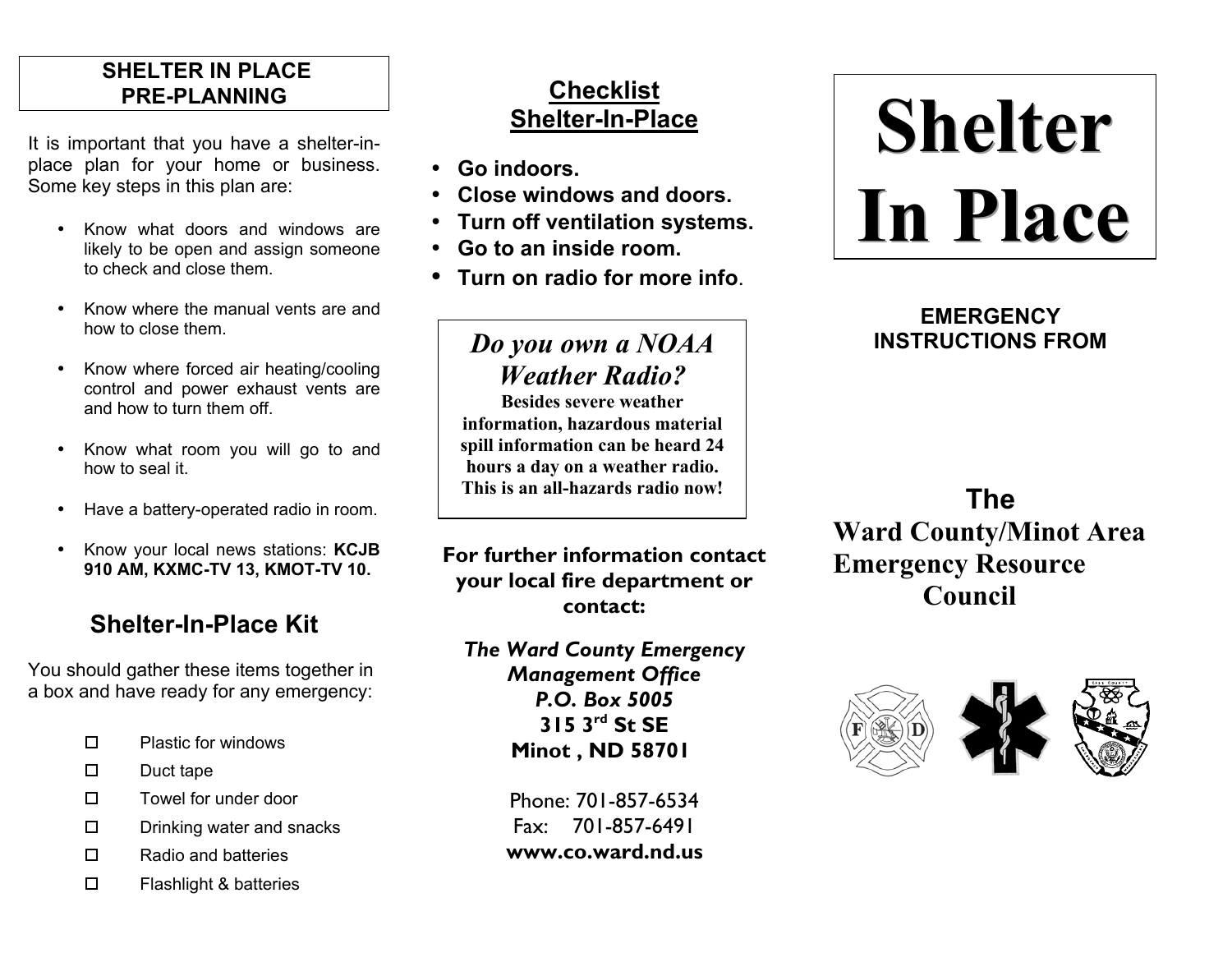## SHELTER IN PLACE PRE-PLANNING

It is important that you have a shelter-in-place plan for your home or business. Some key steps in this plan are:

- Know what doors and windows are likely to be open and assign someone to check and close them.
- Know where the manual vents are and how to close them.
- Know where forced air heating/cooling control and power exhaust vents are and how to turn them off.
- Know what room you will go to and how to seal it.
- Have a battery-operated radio in room.
- Know your local news stations: **KCJB 910 AM, KXMC-TV 13, KMOT-TV 10.**

## Shelter-In-Place Kit

You should gather these items together in a box and have ready for any emergency:

- ☐ Plastic for windows
- ☐ Duct tape
- ☐ Towel for under door
- ☐ Drinking water and snacks
- ☐ Radio and batteries
- ☐ Flashlight & batteries

## Checklist Shelter-In-Place

- **Go indoors.**
- **Close windows and doors.**
- **Turn off ventilation systems.**
- **Go to an inside room.**
- **Turn on radio for more info**.

### *Do you own a NOAA Weather Radio?*

**Besides severe weather information, hazardous material spill information can be heard 24 hours a day on a weather radio. This is an all-hazards radio now!**

**For further information contact your local fire department or contact:**

***The Ward County Emergency Management Office***
***P.O. Box 5005***
**315 3rd St SE**
**Minot , ND 58701**

Phone: 701-857-6534
Fax: 701-857-6491
**www.co.ward.nd.us**

# Shelter In Place

**EMERGENCY INSTRUCTIONS FROM**

**The Ward County/Minot Area Emergency Resource Council**